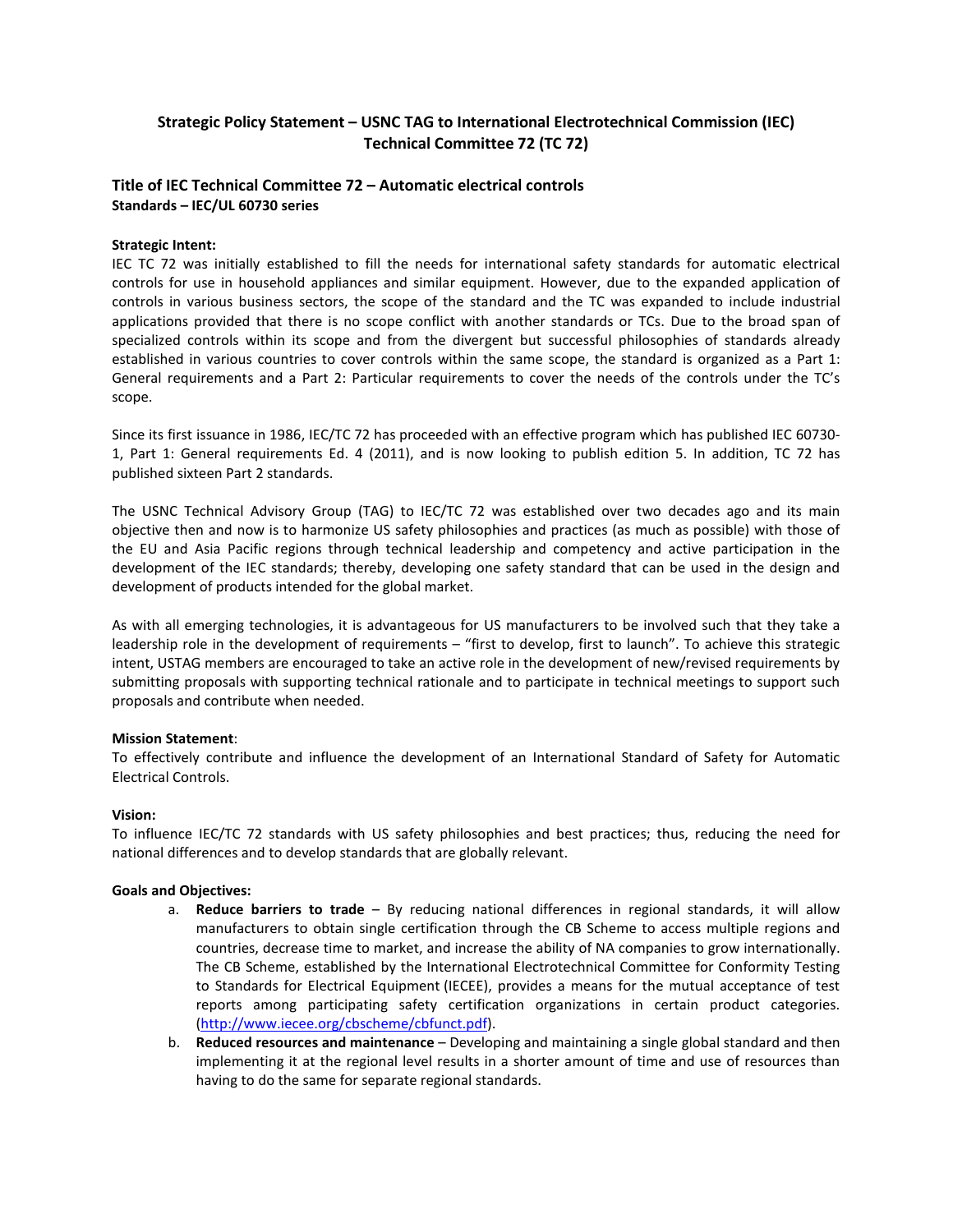# Strategic Policy Statement – USNC TAG to International Electrotechnical Commission (IEC) Technical Committee 72 (TC 72)

## Title of IEC Technical Committee 72 – Automatic electrical controls

**Standards – IEC/UL 60730 series**

**Strategic Intent:**

IEC TC 72 was initially established to fill the needs for international safety standards for automatic electrical controls for use in household appliances and similar equipment. However, due to the expanded application of controls in various business sectors, the scope of the standard and the TC was expanded to include industrial applications provided that there is no scope conflict with another standards or TCs. Due to the broad span of specialized controls within its scope and from the divergent but successful philosophies of standards already established in various countries to cover controls within the same scope, the standard is organized as a Part 1: General requirements and a Part 2: Particular requirements to cover the needs of the controls under the TC's scope.

Since its first issuance in 1986, IEC/TC 72 has proceeded with an effective program which has published IEC 60730-1, Part 1: General requirements Ed. 4 (2011), and is now looking to publish edition 5. In addition, TC 72 has published sixteen Part 2 standards.

The USNC Technical Advisory Group (TAG) to IEC/TC 72 was established over two decades ago and its main objective then and now is to harmonize US safety philosophies and practices (as much as possible) with those of the EU and Asia Pacific regions through technical leadership and competency and active participation in the development of the IEC standards; thereby, developing one safety standard that can be used in the design and development of products intended for the global market.

As with all emerging technologies, it is advantageous for US manufacturers to be involved such that they take a leadership role in the development of requirements – "first to develop, first to launch". To achieve this strategic intent, USTAG members are encouraged to take an active role in the development of new/revised requirements by submitting proposals with supporting technical rationale and to participate in technical meetings to support such proposals and contribute when needed.

**Mission Statement**:

To effectively contribute and influence the development of an International Standard of Safety for Automatic Electrical Controls.

**Vision:**

To influence IEC/TC 72 standards with US safety philosophies and best practices; thus, reducing the need for national differences and to develop standards that are globally relevant.

**Goals and Objectives:**

a. **Reduce barriers to trade** – By reducing national differences in regional standards, it will allow manufacturers to obtain single certification through the CB Scheme to access multiple regions and countries, decrease time to market, and increase the ability of NA companies to grow internationally. The CB Scheme, established by the International Electrotechnical Committee for Conformity Testing to Standards for Electrical Equipment (IECEE), provides a means for the mutual acceptance of test reports among participating safety certification organizations in certain product categories. (http://www.iecee.org/cbscheme/cbfunct.pdf).
b. **Reduced resources and maintenance** – Developing and maintaining a single global standard and then implementing it at the regional level results in a shorter amount of time and use of resources than having to do the same for separate regional standards.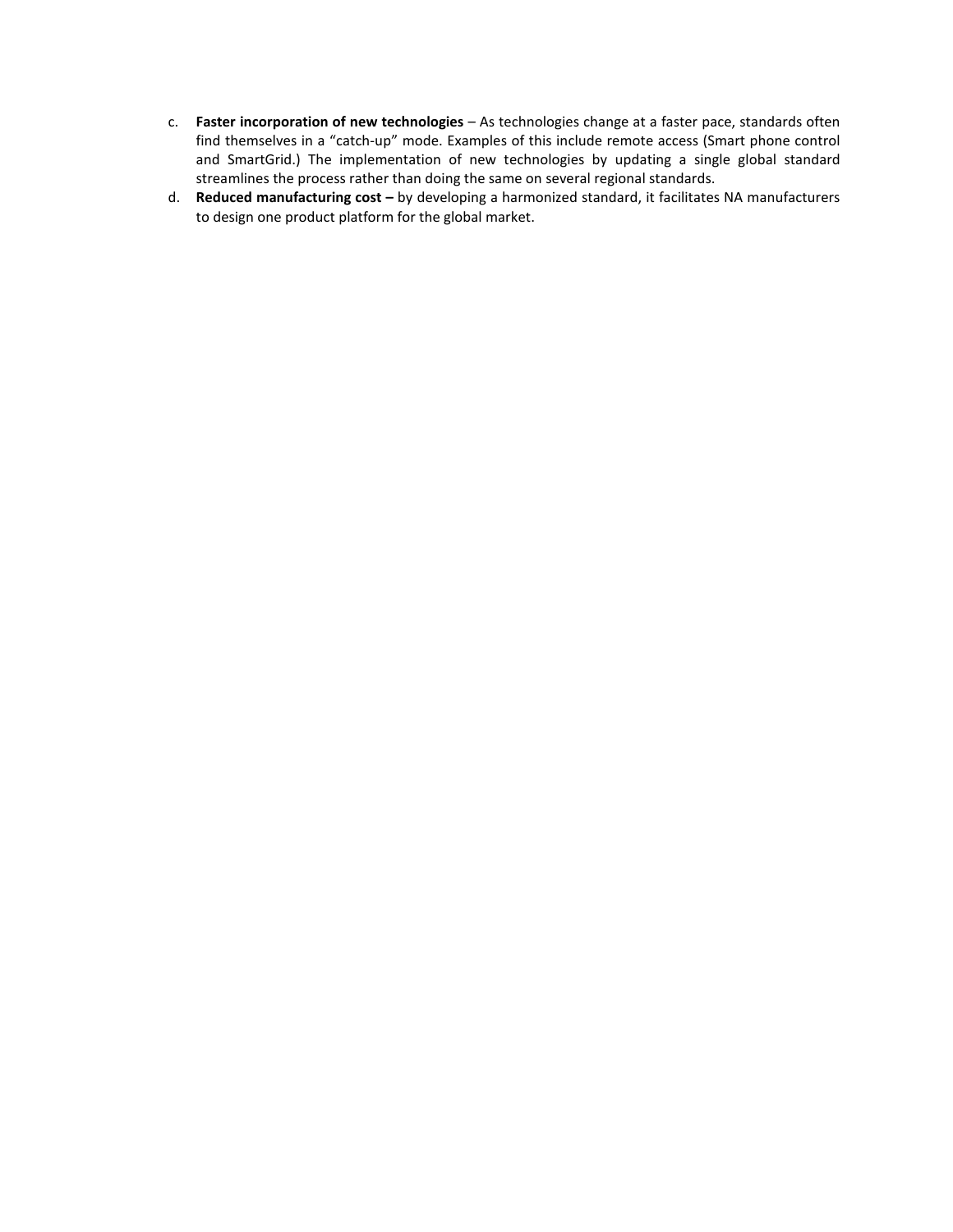c. **Faster incorporation of new technologies** – As technologies change at a faster pace, standards often find themselves in a "catch-up" mode. Examples of this include remote access (Smart phone control and SmartGrid.) The implementation of new technologies by updating a single global standard streamlines the process rather than doing the same on several regional standards.
d. **Reduced manufacturing cost –** by developing a harmonized standard, it facilitates NA manufacturers to design one product platform for the global market.